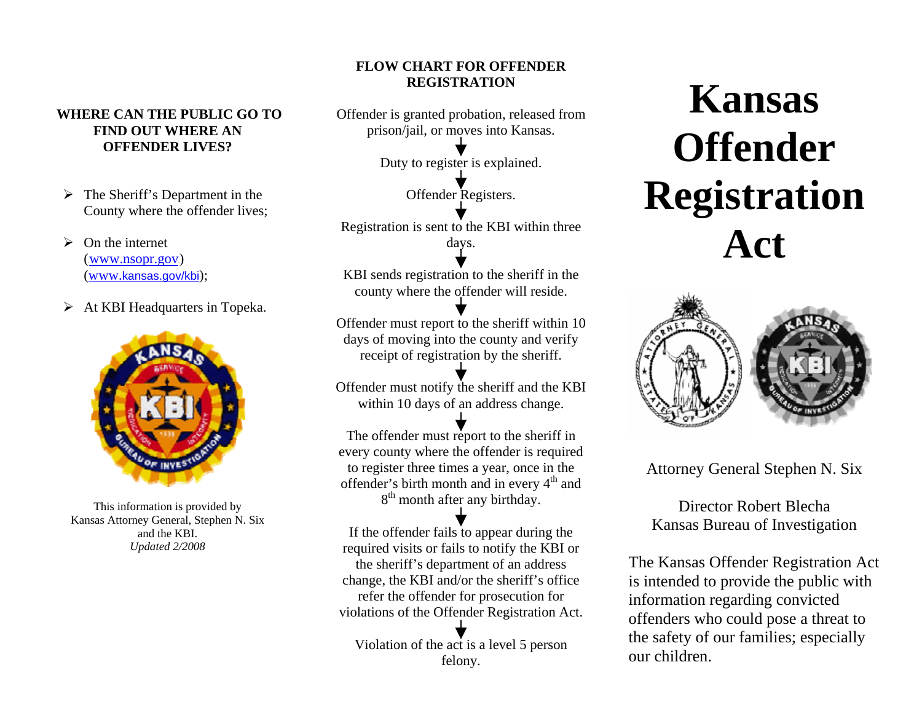**WHERE CAN THE PUBLIC GO TO FIND OUT WHERE AN OFFENDER LIVES?**

- The Sheriff's Department in the County where the offender lives;
- On the internet (www.nsopr.gov) (www.kansas.gov/kbi);
- At KBI Headquarters in Topeka.

This information is provided by Kansas Attorney General, Stephen N. Six and the KBI.
*Updated 2/2008*

**FLOW CHART FOR OFFENDER REGISTRATION**

Offender is granted probation, released from prison/jail, or moves into Kansas.

↓

Duty to register is explained.

↓

Offender Registers.

↓

Registration is sent to the KBI within three days.

↓

KBI sends registration to the sheriff in the county where the offender will reside.

↓

Offender must report to the sheriff within 10 days of moving into the county and verify receipt of registration by the sheriff.

↓

Offender must notify the sheriff and the KBI within 10 days of an address change.

↓

The offender must report to the sheriff in every county where the offender is required to register three times a year, once in the offender's birth month and in every 4th and 8th month after any birthday.

↓

If the offender fails to appear during the required visits or fails to notify the KBI or the sheriff's department of an address change, the KBI and/or the sheriff's office refer the offender for prosecution for violations of the Offender Registration Act.

↓

Violation of the act is a level 5 person felony.

# Kansas Offender Registration Act

Attorney General Stephen N. Six

Director Robert Blecha
Kansas Bureau of Investigation

The Kansas Offender Registration Act is intended to provide the public with information regarding convicted offenders who could pose a threat to the safety of our families; especially our children.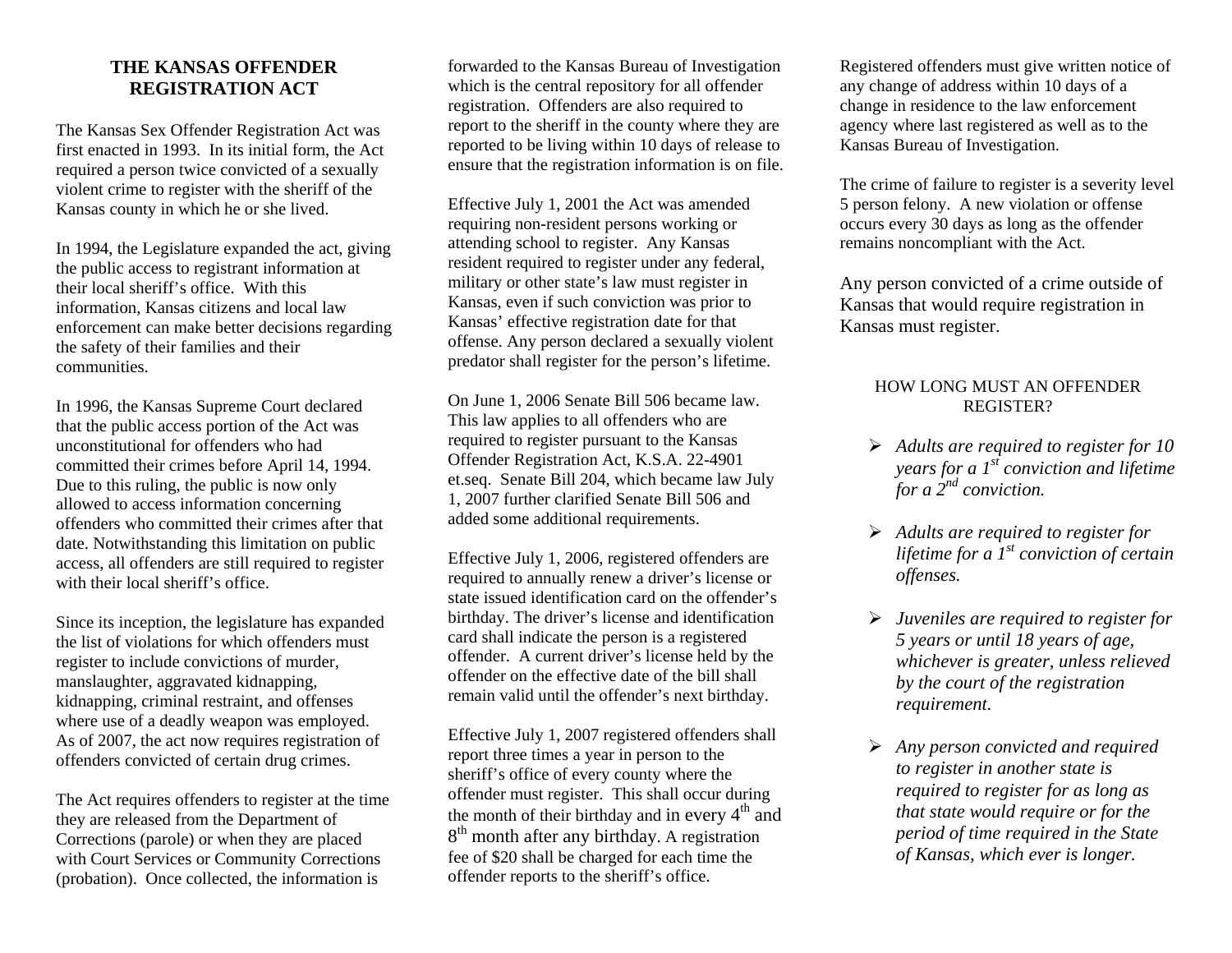# THE KANSAS OFFENDER REGISTRATION ACT

The Kansas Sex Offender Registration Act was first enacted in 1993. In its initial form, the Act required a person twice convicted of a sexually violent crime to register with the sheriff of the Kansas county in which he or she lived.

In 1994, the Legislature expanded the act, giving the public access to registrant information at their local sheriff's office. With this information, Kansas citizens and local law enforcement can make better decisions regarding the safety of their families and their communities.

In 1996, the Kansas Supreme Court declared that the public access portion of the Act was unconstitutional for offenders who had committed their crimes before April 14, 1994. Due to this ruling, the public is now only allowed to access information concerning offenders who committed their crimes after that date. Notwithstanding this limitation on public access, all offenders are still required to register with their local sheriff's office.

Since its inception, the legislature has expanded the list of violations for which offenders must register to include convictions of murder, manslaughter, aggravated kidnapping, kidnapping, criminal restraint, and offenses where use of a deadly weapon was employed. As of 2007, the act now requires registration of offenders convicted of certain drug crimes.

The Act requires offenders to register at the time they are released from the Department of Corrections (parole) or when they are placed with Court Services or Community Corrections (probation). Once collected, the information is forwarded to the Kansas Bureau of Investigation which is the central repository for all offender registration. Offenders are also required to report to the sheriff in the county where they are reported to be living within 10 days of release to ensure that the registration information is on file.

Effective July 1, 2001 the Act was amended requiring non-resident persons working or attending school to register. Any Kansas resident required to register under any federal, military or other state's law must register in Kansas, even if such conviction was prior to Kansas' effective registration date for that offense. Any person declared a sexually violent predator shall register for the person's lifetime.

On June 1, 2006 Senate Bill 506 became law. This law applies to all offenders who are required to register pursuant to the Kansas Offender Registration Act, K.S.A. 22-4901 et.seq. Senate Bill 204, which became law July 1, 2007 further clarified Senate Bill 506 and added some additional requirements.

Effective July 1, 2006, registered offenders are required to annually renew a driver's license or state issued identification card on the offender's birthday. The driver's license and identification card shall indicate the person is a registered offender. A current driver's license held by the offender on the effective date of the bill shall remain valid until the offender's next birthday.

Effective July 1, 2007 registered offenders shall report three times a year in person to the sheriff's office of every county where the offender must register. This shall occur during the month of their birthday and in every 4th and 8th month after any birthday. A registration fee of $20 shall be charged for each time the offender reports to the sheriff's office.

Registered offenders must give written notice of any change of address within 10 days of a change in residence to the law enforcement agency where last registered as well as to the Kansas Bureau of Investigation.

The crime of failure to register is a severity level 5 person felony. A new violation or offense occurs every 30 days as long as the offender remains noncompliant with the Act.

Any person convicted of a crime outside of Kansas that would require registration in Kansas must register.

## HOW LONG MUST AN OFFENDER REGISTER?

- *Adults are required to register for 10 years for a 1st conviction and lifetime for a 2nd conviction.*
- *Adults are required to register for lifetime for a 1st conviction of certain offenses.*
- *Juveniles are required to register for 5 years or until 18 years of age, whichever is greater, unless relieved by the court of the registration requirement.*
- *Any person convicted and required to register in another state is required to register for as long as that state would require or for the period of time required in the State of Kansas, which ever is longer.*